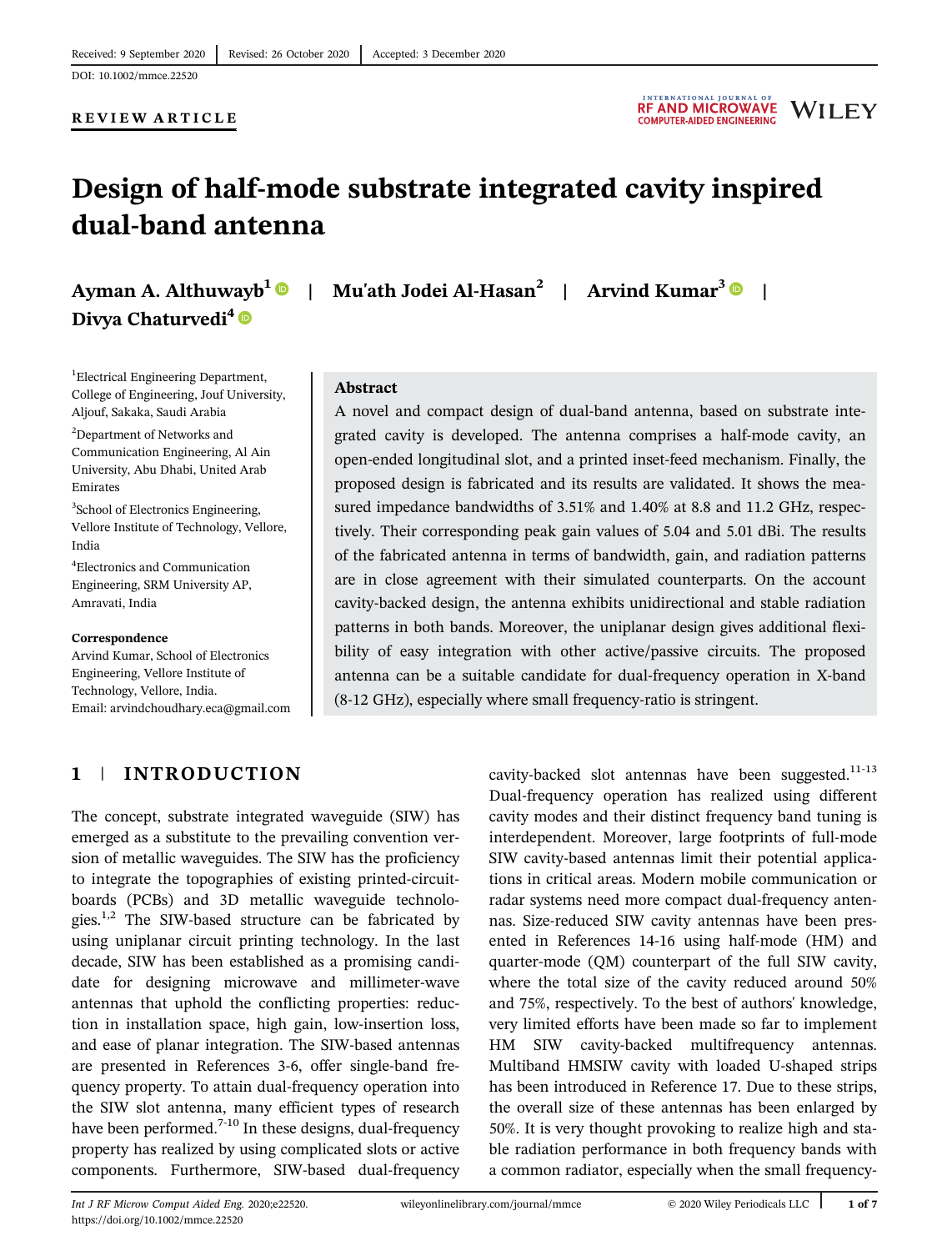Received: 9 September 2020 | Revised: 26 October 2020 | Accepted: 3 December 2020

DOI: 10.1002/mmce.22520

**REVIEW ARTICLE**

# Design of half-mode substrate integrated cavity inspired dual-band antenna

**Ayman A. Althuwayb[1] | Mu'ath Jodei Al-Hasan[2] | Arvind Kumar[3] | Divya Chaturvedi[4]**

[1]Electrical Engineering Department, College of Engineering, Jouf University, Aljouf, Sakaka, Saudi Arabia

[2]Department of Networks and Communication Engineering, Al Ain University, Abu Dhabi, United Arab Emirates

[3]School of Electronics Engineering, Vellore Institute of Technology, Vellore, India

[4]Electronics and Communication Engineering, SRM University AP, Amravati, India

**Correspondence**

Arvind Kumar, School of Electronics Engineering, Vellore Institute of Technology, Vellore, India.
Email: arvindchoudhary.eca@gmail.com

## Abstract

A novel and compact design of dual-band antenna, based on substrate integrated cavity is developed. The antenna comprises a half-mode cavity, an open-ended longitudinal slot, and a printed inset-feed mechanism. Finally, the proposed design is fabricated and its results are validated. It shows the measured impedance bandwidths of 3.51% and 1.40% at 8.8 and 11.2 GHz, respectively. Their corresponding peak gain values of 5.04 and 5.01 dBi. The results of the fabricated antenna in terms of bandwidth, gain, and radiation patterns are in close agreement with their simulated counterparts. On the account cavity-backed design, the antenna exhibits unidirectional and stable radiation patterns in both bands. Moreover, the uniplanar design gives additional flexibility of easy integration with other active/passive circuits. The proposed antenna can be a suitable candidate for dual-frequency operation in X-band (8-12 GHz), especially where small frequency-ratio is stringent.

## 1 | INTRODUCTION

The concept, substrate integrated waveguide (SIW) has emerged as a substitute to the prevailing convention version of metallic waveguides. The SIW has the proficiency to integrate the topographies of existing printed-circuit-boards (PCBs) and 3D metallic waveguide technologies.[1,2] The SIW-based structure can be fabricated by using uniplanar circuit printing technology. In the last decade, SIW has been established as a promising candidate for designing microwave and millimeter-wave antennas that uphold the conflicting properties: reduction in installation space, high gain, low-insertion loss, and ease of planar integration. The SIW-based antennas are presented in References 3-6, offer single-band frequency property. To attain dual-frequency operation into the SIW slot antenna, many efficient types of research have been performed.[7-10] In these designs, dual-frequency property has realized by using complicated slots or active components. Furthermore, SIW-based dual-frequency cavity-backed slot antennas have been suggested.[11-13] Dual-frequency operation has realized using different cavity modes and their distinct frequency band tuning is interdependent. Moreover, large footprints of full-mode SIW cavity-based antennas limit their potential applications in critical areas. Modern mobile communication or radar systems need more compact dual-frequency antennas. Size-reduced SIW cavity antennas have been presented in References 14-16 using half-mode (HM) and quarter-mode (QM) counterpart of the full SIW cavity, where the total size of the cavity reduced around 50% and 75%, respectively. To the best of authors' knowledge, very limited efforts have been made so far to implement HM SIW cavity-backed multifrequency antennas. Multiband HMSIW cavity with loaded U-shaped strips has been introduced in Reference 17. Due to these strips, the overall size of these antennas has been enlarged by 50%. It is very thought provoking to realize high and stable radiation performance in both frequency bands with a common radiator, especially when the small frequency-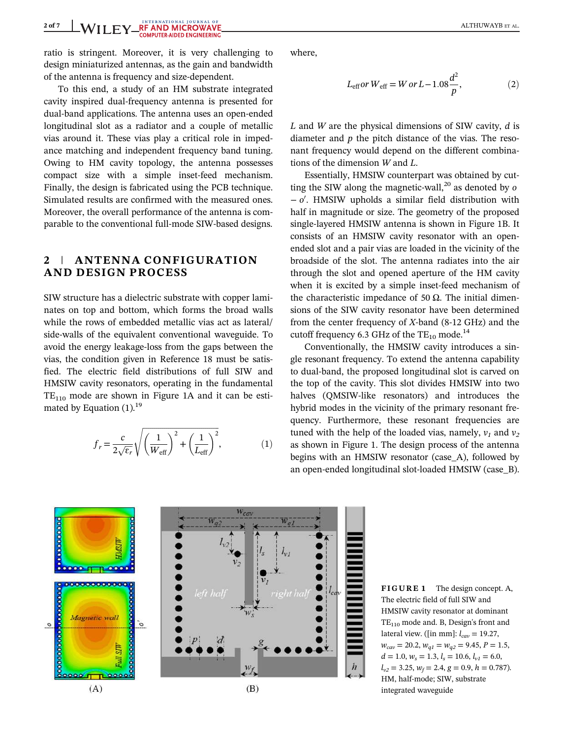ratio is stringent. Moreover, it is very challenging to design miniaturized antennas, as the gain and bandwidth of the antenna is frequency and size-dependent.

To this end, a study of an HM substrate integrated cavity inspired dual-frequency antenna is presented for dual-band applications. The antenna uses an open-ended longitudinal slot as a radiator and a couple of metallic vias around it. These vias play a critical role in impedance matching and independent frequency band tuning. Owing to HM cavity topology, the antenna possesses compact size with a simple inset-feed mechanism. Finally, the design is fabricated using the PCB technique. Simulated results are confirmed with the measured ones. Moreover, the overall performance of the antenna is comparable to the conventional full-mode SIW-based designs.

## 2 | ANTENNA CONFIGURATION AND DESIGN PROCESS

SIW structure has a dielectric substrate with copper laminates on top and bottom, which forms the broad walls while the rows of embedded metallic vias act as lateral/side-walls of the equivalent conventional waveguide. To avoid the energy leakage-loss from the gaps between the vias, the condition given in Reference 18 must be satisfied. The electric field distributions of full SIW and HMSIW cavity resonators, operating in the fundamental $TE_{110}$ mode are shown in Figure 1A and it can be estimated by Equation (1).[19]

$$f_r = \frac{c}{2\sqrt{\varepsilon_r}}\sqrt{\left(\frac{1}{W_{\text{eff}}}\right)^2 + \left(\frac{1}{L_{\text{eff}}}\right)^2}, \tag{1}$$

where,

$$L_{\text{eff}}\, or\, W_{\text{eff}} = W\, or\, L - 1.08\frac{d^2}{p}, \tag{2}$$

$L$ and $W$ are the physical dimensions of SIW cavity, $d$ is diameter and $p$ the pitch distance of the vias. The resonant frequency would depend on the different combinations of the dimension $W$ and $L$.

Essentially, HMSIW counterpart was obtained by cutting the SIW along the magnetic-wall,[20] as denoted by $o - o'$. HMSIW upholds a similar field distribution with half in magnitude or size. The geometry of the proposed single-layered HMSIW antenna is shown in Figure 1B. It consists of an HMSIW cavity resonator with an open-ended slot and a pair vias are loaded in the vicinity of the broadside of the slot. The antenna radiates into the air through the slot and opened aperture of the HM cavity when it is excited by a simple inset-feed mechanism of the characteristic impedance of 50 Ω. The initial dimensions of the SIW cavity resonator have been determined from the center frequency of *X*-band (8-12 GHz) and the cutoff frequency 6.3 GHz of the $TE_{10}$ mode.[14]

Conventionally, the HMSIW cavity introduces a single resonant frequency. To extend the antenna capability to dual-band, the proposed longitudinal slot is carved on the top of the cavity. This slot divides HMSIW into two halves (QMSIW-like resonators) and introduces the hybrid modes in the vicinity of the primary resonant frequency. Furthermore, these resonant frequencies are tuned with the help of the loaded vias, namely, $v_1$ and $v_2$ as shown in Figure 1. The design process of the antenna begins with an HMSIW resonator (case_A), followed by an open-ended longitudinal slot-loaded HMSIW (case_B).

**FIGURE 1** The design concept. A, The electric field of full SIW and HMSIW cavity resonator at dominant $TE_{110}$ mode and. B, Design's front and lateral view. ([in mm]: $l_{cav} = 19.27$, $w_{cav} = 20.2$, $w_{q1} = w_{q2} = 9.45$, $P = 1.5$, $d = 1.0$, $w_s = 1.3$, $l_s = 10.6$, $l_{v1} = 6.0$, $l_{v2} = 3.25$, $w_f = 2.4$, $g = 0.9$, $h = 0.787$). HM, half-mode; SIW, substrate integrated waveguide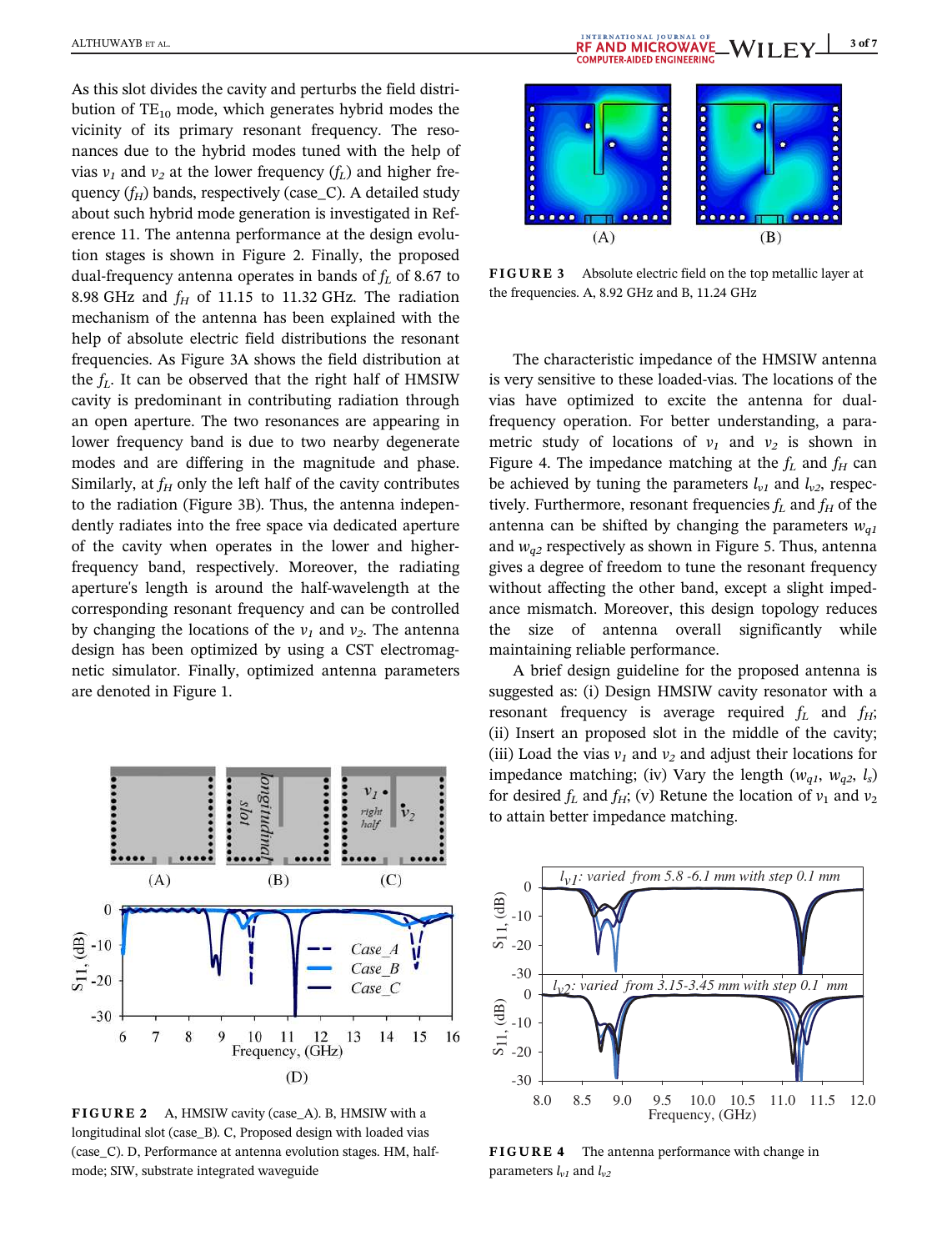As this slot divides the cavity and perturbs the field distribution of $TE_{10}$ mode, which generates hybrid modes the vicinity of its primary resonant frequency. The resonances due to the hybrid modes tuned with the help of vias $v_1$ and $v_2$ at the lower frequency ($f_L$) and higher frequency ($f_H$) bands, respectively (case_C). A detailed study about such hybrid mode generation is investigated in Reference 11. The antenna performance at the design evolution stages is shown in Figure 2. Finally, the proposed dual-frequency antenna operates in bands of $f_L$ of 8.67 to 8.98 GHz and $f_H$ of 11.15 to 11.32 GHz. The radiation mechanism of the antenna has been explained with the help of absolute electric field distributions the resonant frequencies. As Figure 3A shows the field distribution at the $f_L$. It can be observed that the right half of HMSIW cavity is predominant in contributing radiation through an open aperture. The two resonances are appearing in lower frequency band is due to two nearby degenerate modes and are differing in the magnitude and phase. Similarly, at $f_H$ only the left half of the cavity contributes to the radiation (Figure 3B). Thus, the antenna independently radiates into the free space via dedicated aperture of the cavity when operates in the lower and higher-frequency band, respectively. Moreover, the radiating aperture's length is around the half-wavelength at the corresponding resonant frequency and can be controlled by changing the locations of the $v_1$ and $v_2$. The antenna design has been optimized by using a CST electromagnetic simulator. Finally, optimized antenna parameters are denoted in Figure 1.

**FIGURE 2** A, HMSIW cavity (case_A). B, HMSIW with a longitudinal slot (case_B). C, Proposed design with loaded vias (case_C). D, Performance at antenna evolution stages. HM, half-mode; SIW, substrate integrated waveguide

**FIGURE 3** Absolute electric field on the top metallic layer at the frequencies. A, 8.92 GHz and B, 11.24 GHz

The characteristic impedance of the HMSIW antenna is very sensitive to these loaded-vias. The locations of the vias have optimized to excite the antenna for dual-frequency operation. For better understanding, a parametric study of locations of $v_1$ and $v_2$ is shown in Figure 4. The impedance matching at the $f_L$ and $f_H$ can be achieved by tuning the parameters $l_{v1}$ and $l_{v2}$, respectively. Furthermore, resonant frequencies $f_L$ and $f_H$ of the antenna can be shifted by changing the parameters $w_{q1}$ and $w_{q2}$ respectively as shown in Figure 5. Thus, antenna gives a degree of freedom to tune the resonant frequency without affecting the other band, except a slight impedance mismatch. Moreover, this design topology reduces the size of antenna overall significantly while maintaining reliable performance.

A brief design guideline for the proposed antenna is suggested as: (i) Design HMSIW cavity resonator with a resonant frequency is average required $f_L$ and $f_H$; (ii) Insert an proposed slot in the middle of the cavity; (iii) Load the vias $v_1$ and $v_2$ and adjust their locations for impedance matching; (iv) Vary the length ($w_{q1}$, $w_{q2}$, $l_s$) for desired $f_L$ and $f_H$; (v) Retune the location of $v_1$ and $v_2$ to attain better impedance matching.

**FIGURE 4** The antenna performance with change in parameters $l_{v1}$ and $l_{v2}$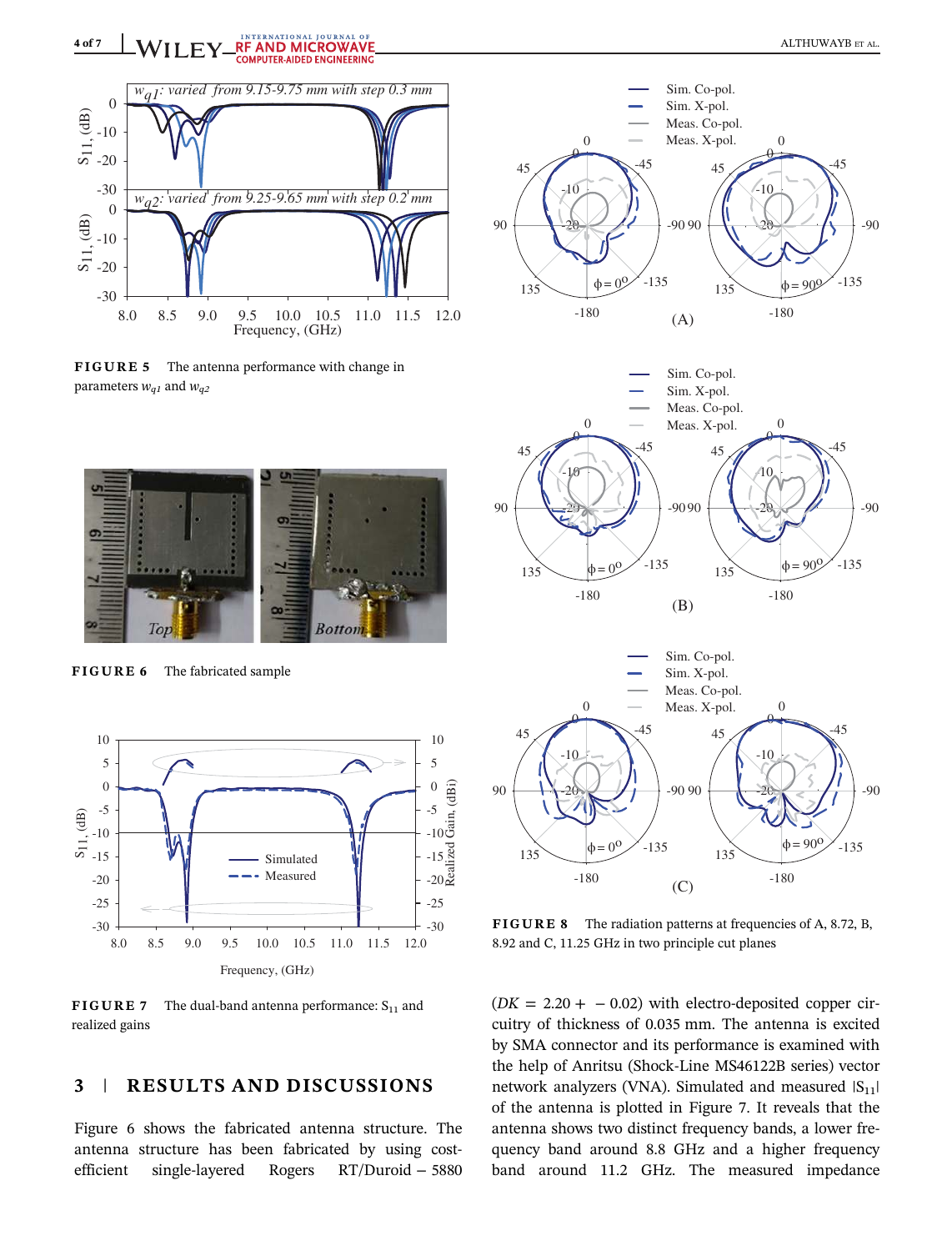**FIGURE 5** The antenna performance with change in parameters $w_{q1}$ and $w_{q2}$

**FIGURE 6** The fabricated sample

**FIGURE 7** The dual-band antenna performance: $S_{11}$ and realized gains

**FIGURE 8** The radiation patterns at frequencies of A, 8.72, B, 8.92 and C, 11.25 GHz in two principle cut planes

## 3 | RESULTS AND DISCUSSIONS

Figure 6 shows the fabricated antenna structure. The antenna structure has been fabricated by using cost-efficient single-layered Rogers RT/Duroid – 5880 ($DK = 2.20 + -0.02$) with electro-deposited copper circuitry of thickness of 0.035 mm. The antenna is excited by SMA connector and its performance is examined with the help of Anritsu (Shock-Line MS46122B series) vector network analyzers (VNA). Simulated and measured $|S_{11}|$ of the antenna is plotted in Figure 7. It reveals that the antenna shows two distinct frequency bands, a lower frequency band around 8.8 GHz and a higher frequency band around 11.2 GHz. The measured impedance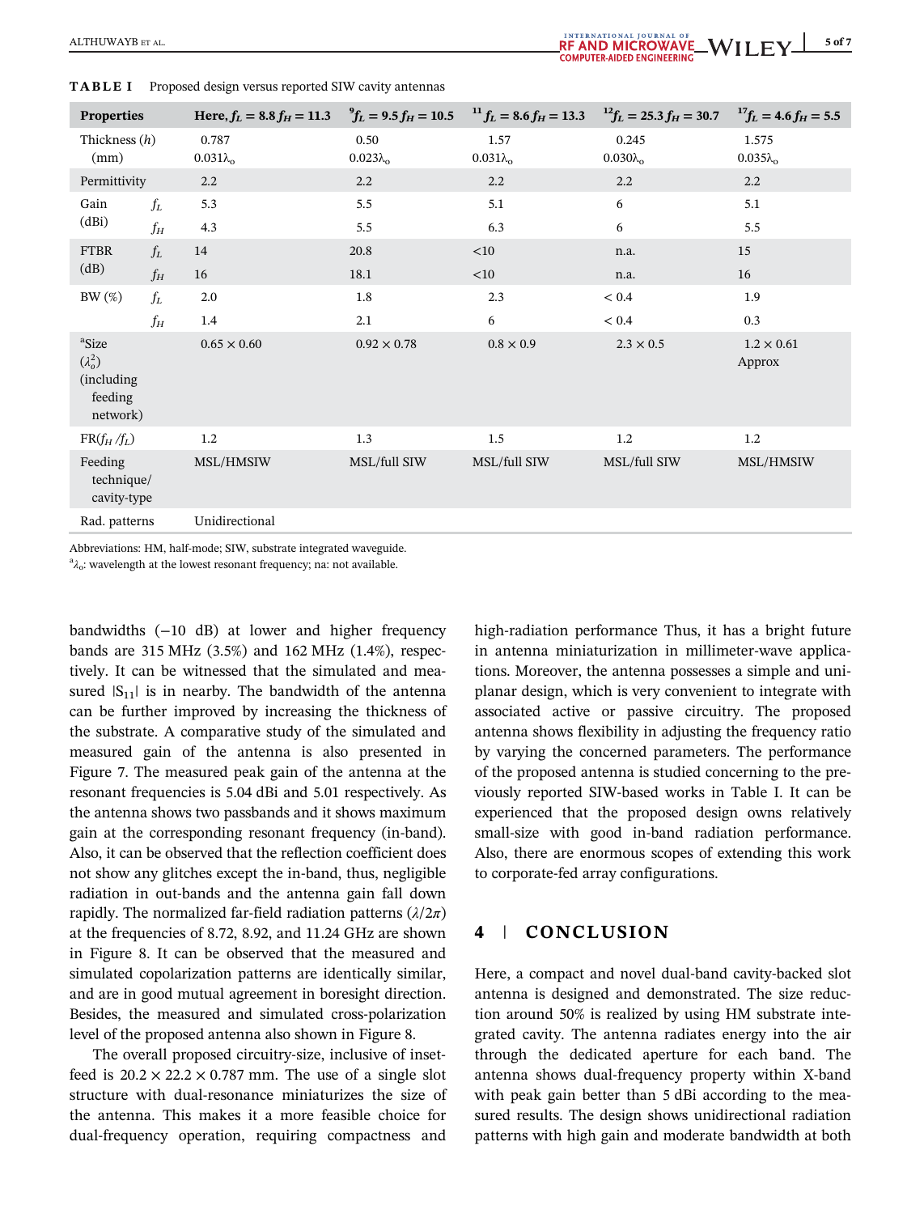**TABLE I** Proposed design versus reported SIW cavity antennas

| Properties | | Here, $f_L = 8.8$ $f_H = 11.3$ | [9] $f_L = 9.5$ $f_H = 10.5$ | [11] $f_L = 8.6$ $f_H = 13.3$ | [12] $f_L = 25.3$ $f_H = 30.7$ | [17] $f_L = 4.6$ $f_H = 5.5$ |
|---|---|---|---|---|---|---|
| Thickness ($h$) (mm) | | 0.787 $0.031\lambda_o$ | 0.50 $0.023\lambda_o$ | 1.57 $0.031\lambda_o$ | 0.245 $0.030\lambda_o$ | 1.575 $0.035\lambda_o$ |
| Permittivity | | 2.2 | 2.2 | 2.2 | 2.2 | 2.2 |
| Gain (dBi) | $f_L$ | 5.3 | 5.5 | 5.1 | 6 | 5.1 |
| | $f_H$ | 4.3 | 5.5 | 6.3 | 6 | 5.5 |
| FTBR (dB) | $f_L$ | 14 | 20.8 | <10 | n.a. | 15 |
| | $f_H$ | 16 | 18.1 | <10 | n.a. | 16 |
| BW (%) | $f_L$ | 2.0 | 1.8 | 2.3 | < 0.4 | 1.9 |
| | $f_H$ | 1.4 | 2.1 | 6 | < 0.4 | 0.3 |
| [a]Size ($\lambda_o^2$) (including feeding network) | | 0.65 × 0.60 | 0.92 × 0.78 | 0.8 × 0.9 | 2.3 × 0.5 | 1.2 × 0.61 Approx |
| FR($f_H$ /$f_L$) | | 1.2 | 1.3 | 1.5 | 1.2 | 1.2 |
| Feeding technique/ cavity-type | | MSL/HMSIW | MSL/full SIW | MSL/full SIW | MSL/full SIW | MSL/HMSIW |
| Rad. patterns | | Unidirectional | | | | |

Abbreviations: HM, half-mode; SIW, substrate integrated waveguide.
[a]$\lambda_o$: wavelength at the lowest resonant frequency; na: not available.

bandwidths (−10 dB) at lower and higher frequency bands are 315 MHz (3.5%) and 162 MHz (1.4%), respectively. It can be witnessed that the simulated and measured $|S_{11}|$ is in nearby. The bandwidth of the antenna can be further improved by increasing the thickness of the substrate. A comparative study of the simulated and measured gain of the antenna is also presented in Figure 7. The measured peak gain of the antenna at the resonant frequencies is 5.04 dBi and 5.01 respectively. As the antenna shows two passbands and it shows maximum gain at the corresponding resonant frequency (in-band). Also, it can be observed that the reflection coefficient does not show any glitches except the in-band, thus, negligible radiation in out-bands and the antenna gain fall down rapidly. The normalized far-field radiation patterns ($\lambda/2\pi$) at the frequencies of 8.72, 8.92, and 11.24 GHz are shown in Figure 8. It can be observed that the measured and simulated copolarization patterns are identically similar, and are in good mutual agreement in boresight direction. Besides, the measured and simulated cross-polarization level of the proposed antenna also shown in Figure 8.

The overall proposed circuitry-size, inclusive of inset-feed is 20.2 × 22.2 × 0.787 mm. The use of a single slot structure with dual-resonance miniaturizes the size of the antenna. This makes it a more feasible choice for dual-frequency operation, requiring compactness and high-radiation performance Thus, it has a bright future in antenna miniaturization in millimeter-wave applications. Moreover, the antenna possesses a simple and uniplanar design, which is very convenient to integrate with associated active or passive circuitry. The proposed antenna shows flexibility in adjusting the frequency ratio by varying the concerned parameters. The performance of the proposed antenna is studied concerning to the previously reported SIW-based works in Table I. It can be experienced that the proposed design owns relatively small-size with good in-band radiation performance. Also, there are enormous scopes of extending this work to corporate-fed array configurations.

## 4 | CONCLUSION

Here, a compact and novel dual-band cavity-backed slot antenna is designed and demonstrated. The size reduction around 50% is realized by using HM substrate integrated cavity. The antenna radiates energy into the air through the dedicated aperture for each band. The antenna shows dual-frequency property within X-band with peak gain better than 5 dBi according to the measured results. The design shows unidirectional radiation patterns with high gain and moderate bandwidth at both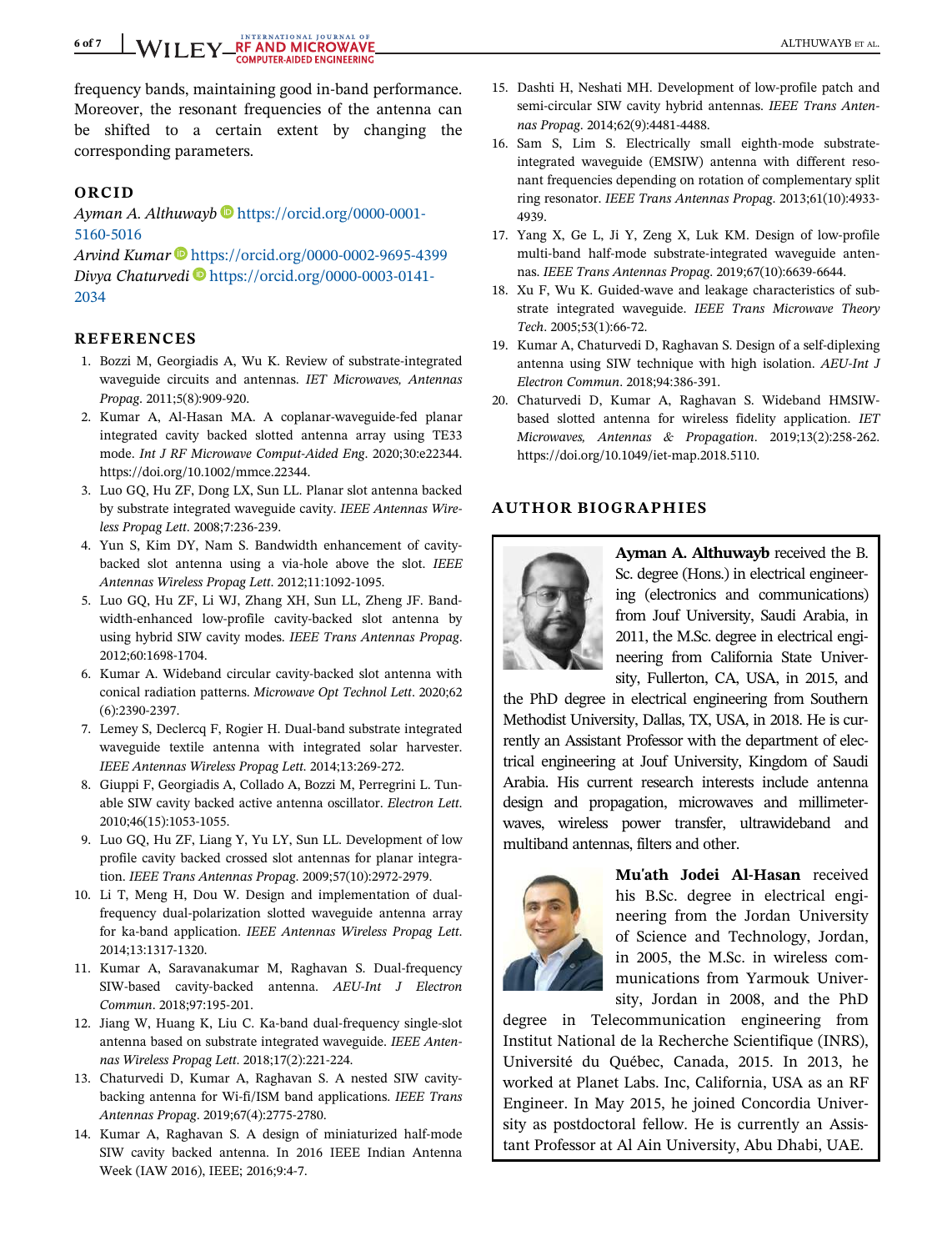frequency bands, maintaining good in-band performance. Moreover, the resonant frequencies of the antenna can be shifted to a certain extent by changing the corresponding parameters.

## ORCID

*Ayman A. Althuwayb* https://orcid.org/0000-0001-5160-5016

*Arvind Kumar* https://orcid.org/0000-0002-9695-4399

*Divya Chaturvedi* https://orcid.org/0000-0003-0141-2034

## REFERENCES

1. Bozzi M, Georgiadis A, Wu K. Review of substrate-integrated waveguide circuits and antennas. *IET Microwaves, Antennas Propag*. 2011;5(8):909-920.
2. Kumar A, Al-Hasan MA. A coplanar-waveguide-fed planar integrated cavity backed slotted antenna array using TE33 mode. *Int J RF Microwave Comput-Aided Eng*. 2020;30:e22344. https://doi.org/10.1002/mmce.22344.
3. Luo GQ, Hu ZF, Dong LX, Sun LL. Planar slot antenna backed by substrate integrated waveguide cavity. *IEEE Antennas Wireless Propag Lett*. 2008;7:236-239.
4. Yun S, Kim DY, Nam S. Bandwidth enhancement of cavity-backed slot antenna using a via-hole above the slot. *IEEE Antennas Wireless Propag Lett*. 2012;11:1092-1095.
5. Luo GQ, Hu ZF, Li WJ, Zhang XH, Sun LL, Zheng JF. Bandwidth-enhanced low-profile cavity-backed slot antenna by using hybrid SIW cavity modes. *IEEE Trans Antennas Propag*. 2012;60:1698-1704.
6. Kumar A. Wideband circular cavity-backed slot antenna with conical radiation patterns. *Microwave Opt Technol Lett*. 2020;62(6):2390-2397.
7. Lemey S, Declercq F, Rogier H. Dual-band substrate integrated waveguide textile antenna with integrated solar harvester. *IEEE Antennas Wireless Propag Lett*. 2014;13:269-272.
8. Giuppi F, Georgiadis A, Collado A, Bozzi M, Perregrini L. Tunable SIW cavity backed active antenna oscillator. *Electron Lett*. 2010;46(15):1053-1055.
9. Luo GQ, Hu ZF, Liang Y, Yu LY, Sun LL. Development of low profile cavity backed crossed slot antennas for planar integration. *IEEE Trans Antennas Propag*. 2009;57(10):2972-2979.
10. Li T, Meng H, Dou W. Design and implementation of dual-frequency dual-polarization slotted waveguide antenna array for ka-band application. *IEEE Antennas Wireless Propag Lett*. 2014;13:1317-1320.
11. Kumar A, Saravanakumar M, Raghavan S. Dual-frequency SIW-based cavity-backed antenna. *AEU-Int J Electron Commun*. 2018;97:195-201.
12. Jiang W, Huang K, Liu C. Ka-band dual-frequency single-slot antenna based on substrate integrated waveguide. *IEEE Antennas Wireless Propag Lett*. 2018;17(2):221-224.
13. Chaturvedi D, Kumar A, Raghavan S. A nested SIW cavity-backing antenna for Wi-fi/ISM band applications. *IEEE Trans Antennas Propag*. 2019;67(4):2775-2780.
14. Kumar A, Raghavan S. A design of miniaturized half-mode SIW cavity backed antenna. In 2016 IEEE Indian Antenna Week (IAW 2016), IEEE; 2016;9:4-7.
15. Dashti H, Neshati MH. Development of low-profile patch and semi-circular SIW cavity hybrid antennas. *IEEE Trans Antennas Propag*. 2014;62(9):4481-4488.
16. Sam S, Lim S. Electrically small eighth-mode substrate-integrated waveguide (EMSIW) antenna with different resonant frequencies depending on rotation of complementary split ring resonator. *IEEE Trans Antennas Propag*. 2013;61(10):4933-4939.
17. Yang X, Ge L, Ji Y, Zeng X, Luk KM. Design of low-profile multi-band half-mode substrate-integrated waveguide antennas. *IEEE Trans Antennas Propag*. 2019;67(10):6639-6644.
18. Xu F, Wu K. Guided-wave and leakage characteristics of substrate integrated waveguide. *IEEE Trans Microwave Theory Tech*. 2005;53(1):66-72.
19. Kumar A, Chaturvedi D, Raghavan S. Design of a self-diplexing antenna using SIW technique with high isolation. *AEU-Int J Electron Commun*. 2018;94:386-391.
20. Chaturvedi D, Kumar A, Raghavan S. Wideband HMSIW-based slotted antenna for wireless fidelity application. *IET Microwaves, Antennas & Propagation*. 2019;13(2):258-262. https://doi.org/10.1049/iet-map.2018.5110.

## AUTHOR BIOGRAPHIES

**Ayman A. Althuwayb** received the B.Sc. degree (Hons.) in electrical engineering (electronics and communications) from Jouf University, Saudi Arabia, in 2011, the M.Sc. degree in electrical engineering from California State University, Fullerton, CA, USA, in 2015, and the PhD degree in electrical engineering from Southern Methodist University, Dallas, TX, USA, in 2018. He is currently an Assistant Professor with the department of electrical engineering at Jouf University, Kingdom of Saudi Arabia. His current research interests include antenna design and propagation, microwaves and millimeter-waves, wireless power transfer, ultrawideband and multiband antennas, filters and other.

**Mu'ath Jodei Al-Hasan** received his B.Sc. degree in electrical engineering from the Jordan University of Science and Technology, Jordan, in 2005, the M.Sc. in wireless communications from Yarmouk University, Jordan in 2008, and the PhD degree in Telecommunication engineering from Institut National de la Recherche Scientifique (INRS), Université du Québec, Canada, 2015. In 2013, he worked at Planet Labs. Inc, California, USA as an RF Engineer. In May 2015, he joined Concordia University as postdoctoral fellow. He is currently an Assistant Professor at Al Ain University, Abu Dhabi, UAE.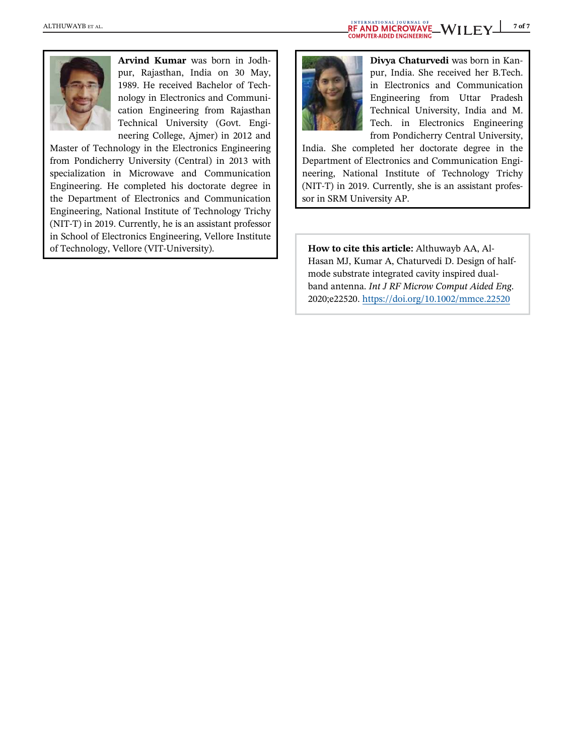**Arvind Kumar** was born in Jodhpur, Rajasthan, India on 30 May, 1989. He received Bachelor of Technology in Electronics and Communication Engineering from Rajasthan Technical University (Govt. Engineering College, Ajmer) in 2012 and Master of Technology in the Electronics Engineering from Pondicherry University (Central) in 2013 with specialization in Microwave and Communication Engineering. He completed his doctorate degree in the Department of Electronics and Communication Engineering, National Institute of Technology Trichy (NIT-T) in 2019. Currently, he is an assistant professor in School of Electronics Engineering, Vellore Institute of Technology, Vellore (VIT-University).

**Divya Chaturvedi** was born in Kanpur, India. She received her B.Tech. in Electronics and Communication Engineering from Uttar Pradesh Technical University, India and M. Tech. in Electronics Engineering from Pondicherry Central University, India. She completed her doctorate degree in the Department of Electronics and Communication Engineering, National Institute of Technology Trichy (NIT-T) in 2019. Currently, she is an assistant professor in SRM University AP.

**How to cite this article:** Althuwayb AA, Al-Hasan MJ, Kumar A, Chaturvedi D. Design of half-mode substrate integrated cavity inspired dual-band antenna. *Int J RF Microw Comput Aided Eng*. 2020;e22520. https://doi.org/10.1002/mmce.22520